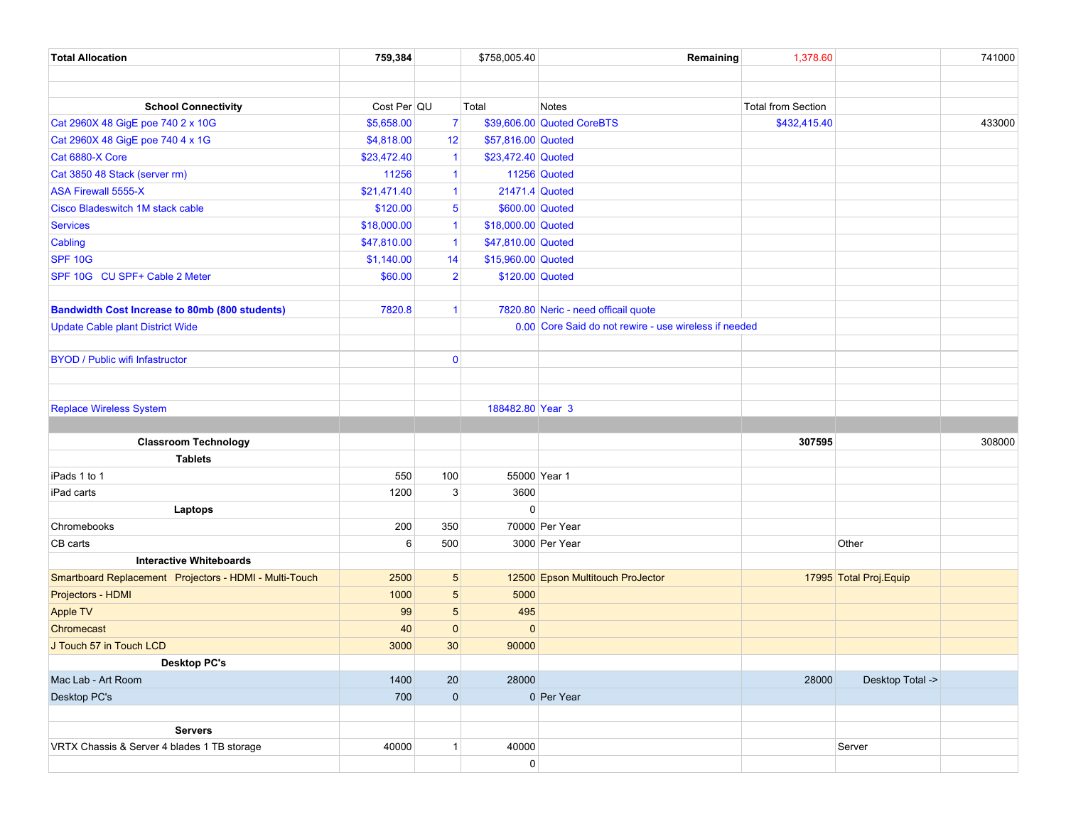| Total Allocation | 759,384 | | $758,005.40 | Remaining | 1,378.60 | | 741000 |
|---|---|---|---|---|---|---|---|
| | | | | | | | |
| | | | | | | | |
| School Connectivity | Cost Per | QU | Total | Notes | Total from Section | | |
| Cat 2960X 48 GigE poe 740 2 x 10G | $5,658.00 | 7 | $39,606.00 | Quoted CoreBTS | $432,415.40 | | 433000 |
| Cat 2960X 48 GigE poe 740 4 x 1G | $4,818.00 | 12 | $57,816.00 | Quoted | | | |
| Cat 6880-X Core | $23,472.40 | 1 | $23,472.40 | Quoted | | | |
| Cat 3850 48 Stack (server rm) | 11256 | 1 | 11256 | Quoted | | | |
| ASA Firewall 5555-X | $21,471.40 | 1 | 21471.4 | Quoted | | | |
| Cisco Bladeswitch 1M stack cable | $120.00 | 5 | $600.00 | Quoted | | | |
| Services | $18,000.00 | 1 | $18,000.00 | Quoted | | | |
| Cabling | $47,810.00 | 1 | $47,810.00 | Quoted | | | |
| SPF 10G | $1,140.00 | 14 | $15,960.00 | Quoted | | | |
| SPF 10G CU SPF+ Cable 2 Meter | $60.00 | 2 | $120.00 | Quoted | | | |
| | | | | | | | |
| **Bandwidth Cost Increase to 80mb (800 students)** | 7820.8 | 1 | 7820.80 | Neric - need officail quote | | | |
| Update Cable plant District Wide | | | 0.00 | Core Said do not rewire - use wireless if needed | | | |
| | | | | | | | |
| BYOD / Public wifi Infastructor | | 0 | | | | | |
| | | | | | | | |
| | | | | | | | |
| Replace Wireless System | | | 188482.80 | Year 3 | | | |
| | | | | | | | |
| **Classroom Technology** | | | | | 307595 | | 308000 |
| **Tablets** | | | | | | | |
| iPads 1 to 1 | 550 | 100 | 55000 | Year 1 | | | |
| iPad carts | 1200 | 3 | 3600 | | | | |
| **Laptops** | | | 0 | | | | |
| Chromebooks | 200 | 350 | 70000 | Per Year | | | |
| CB carts | 6 | 500 | 3000 | Per Year | | Other | |
| **Interactive Whiteboards** | | | | | | | |
| Smartboard Replacement Projectors - HDMI - Multi-Touch | 2500 | 5 | 12500 | Epson Multitouch ProJector | 17995 | Total Proj.Equip | |
| Projectors - HDMI | 1000 | 5 | 5000 | | | | |
| Apple TV | 99 | 5 | 495 | | | | |
| Chromecast | 40 | 0 | 0 | | | | |
| J Touch 57 in Touch LCD | 3000 | 30 | 90000 | | | | |
| **Desktop PC's** | | | | | | | |
| Mac Lab - Art Room | 1400 | 20 | 28000 | | 28000 | Desktop Total -> | |
| Desktop PC's | 700 | 0 | 0 | Per Year | | | |
| | | | | | | | |
| **Servers** | | | | | | | |
| VRTX Chassis & Server 4 blades 1 TB storage | 40000 | 1 | 40000 | | | Server | |
| | | | 0 | | | | |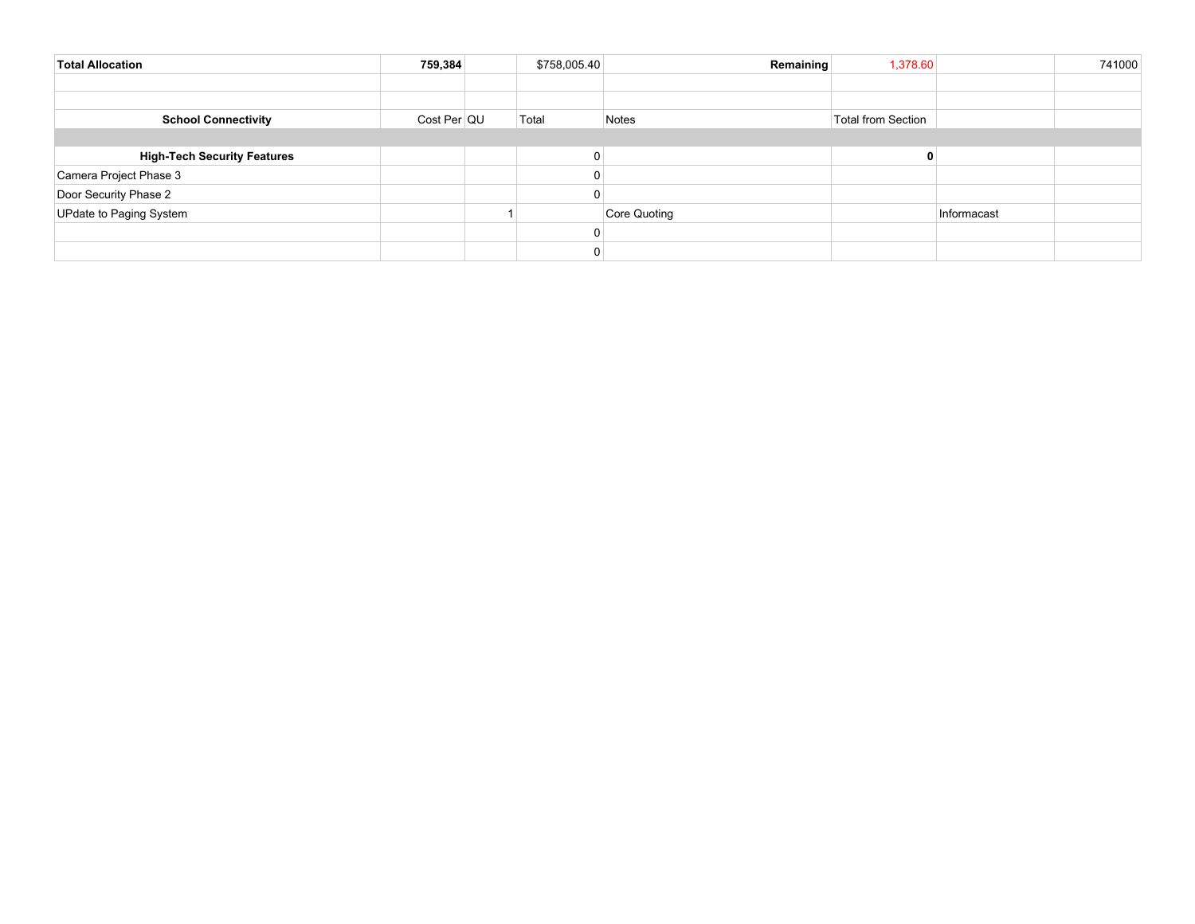| | | | | | | | |
|---|---|---|---|---|---|---|---|
| **Total Allocation** | **759,384** | | $758,005.40 | **Remaining** | 1,378.60 | | 741000 |
| | | | | | | | |
| | | | | | | | |
| **School Connectivity** | Cost Per | QU | Total | Notes | Total from Section | | |
| | | | | | | | |
| **High-Tech Security Features** | | | 0 | | **0** | | |
| Camera Project Phase 3 | | | 0 | | | | |
| Door Security Phase 2 | | | 0 | | | | |
| UPdate to Paging System | | 1 | | Core Quoting | | Informacast | |
| | | | 0 | | | | |
| | | | 0 | | | | |